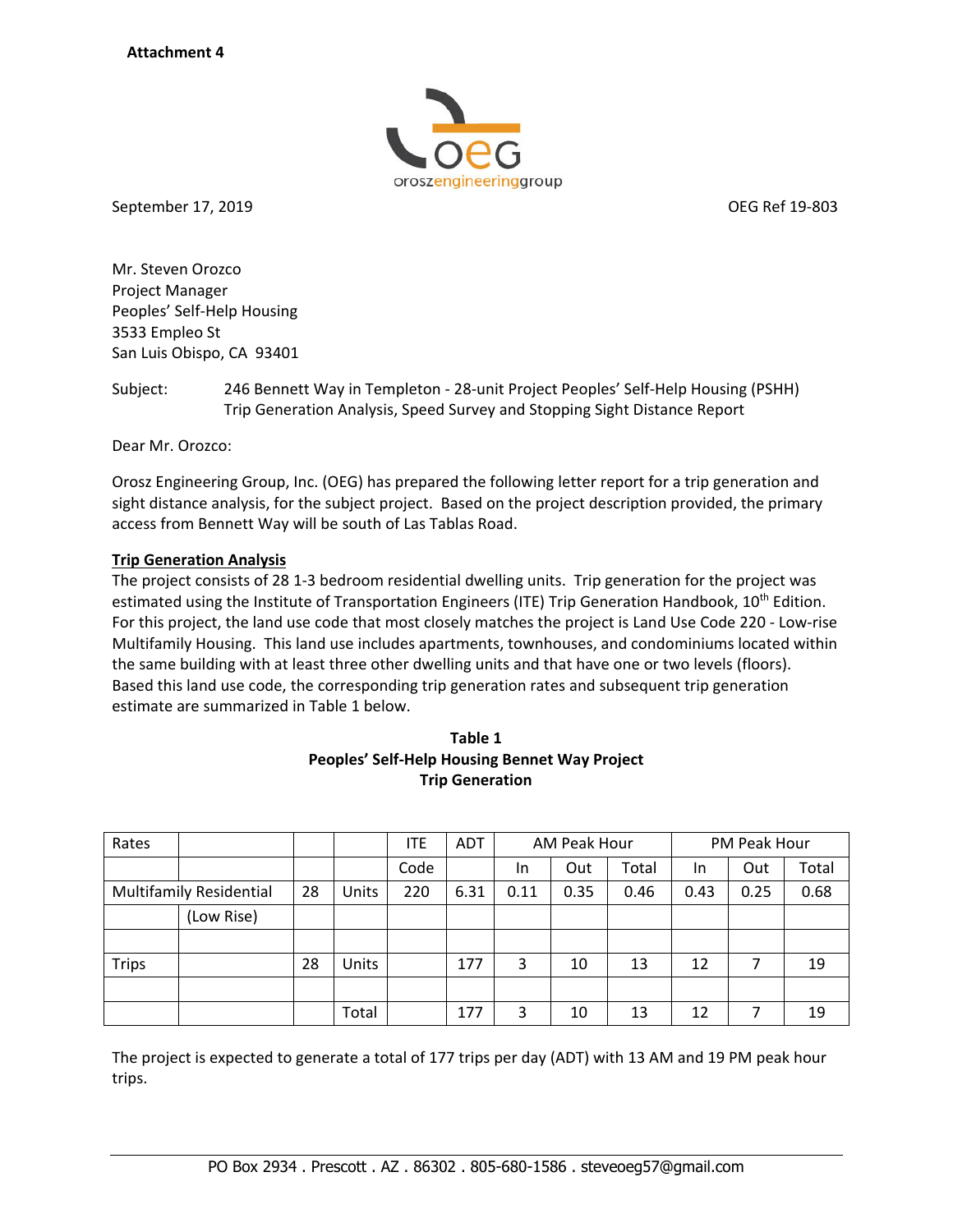**Attachment 4**

September 17, 2019 OEG Ref 19-803

Mr. Steven Orozco
Project Manager
Peoples' Self-Help Housing
3533 Empleo St
San Luis Obispo, CA 93401

Subject: 246 Bennett Way in Templeton - 28-unit Project Peoples' Self-Help Housing (PSHH) Trip Generation Analysis, Speed Survey and Stopping Sight Distance Report

Dear Mr. Orozco:

Orosz Engineering Group, Inc. (OEG) has prepared the following letter report for a trip generation and sight distance analysis, for the subject project. Based on the project description provided, the primary access from Bennett Way will be south of Las Tablas Road.

**Trip Generation Analysis**

The project consists of 28 1-3 bedroom residential dwelling units. Trip generation for the project was estimated using the Institute of Transportation Engineers (ITE) Trip Generation Handbook, 10th Edition. For this project, the land use code that most closely matches the project is Land Use Code 220 - Low-rise Multifamily Housing. This land use includes apartments, townhouses, and condominiums located within the same building with at least three other dwelling units and that have one or two levels (floors). Based this land use code, the corresponding trip generation rates and subsequent trip generation estimate are summarized in Table 1 below.

**Table 1**
**Peoples' Self-Help Housing Bennet Way Project**
**Trip Generation**

| Rates | | | | ITE | ADT | AM Peak Hour | | | PM Peak Hour | | |
|---|---|---|---|---|---|---|---|---|---|---|---|
| | | | | Code | | In | Out | Total | In | Out | Total |
| Multifamily Residential | | 28 | Units | 220 | 6.31 | 0.11 | 0.35 | 0.46 | 0.43 | 0.25 | 0.68 |
| | (Low Rise) | | | | | | | | | | |
| | | | | | | | | | | | |
| Trips | | 28 | Units | | 177 | 3 | 10 | 13 | 12 | 7 | 19 |
| | | | | | | | | | | | |
| | | | Total | | 177 | 3 | 10 | 13 | 12 | 7 | 19 |

The project is expected to generate a total of 177 trips per day (ADT) with 13 AM and 19 PM peak hour trips.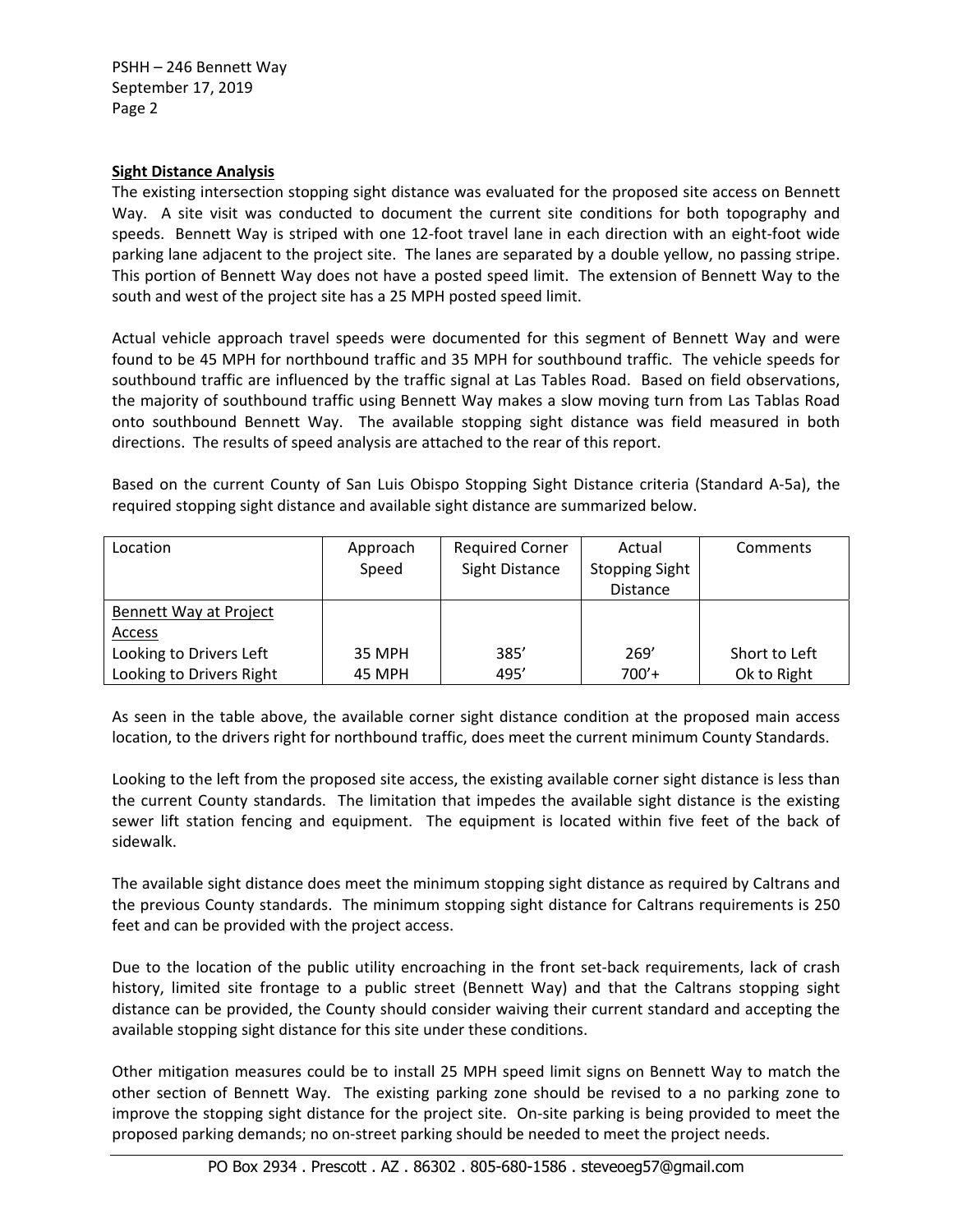**Sight Distance Analysis**

The existing intersection stopping sight distance was evaluated for the proposed site access on Bennett Way. A site visit was conducted to document the current site conditions for both topography and speeds. Bennett Way is striped with one 12-foot travel lane in each direction with an eight-foot wide parking lane adjacent to the project site. The lanes are separated by a double yellow, no passing stripe. This portion of Bennett Way does not have a posted speed limit. The extension of Bennett Way to the south and west of the project site has a 25 MPH posted speed limit.

Actual vehicle approach travel speeds were documented for this segment of Bennett Way and were found to be 45 MPH for northbound traffic and 35 MPH for southbound traffic. The vehicle speeds for southbound traffic are influenced by the traffic signal at Las Tables Road. Based on field observations, the majority of southbound traffic using Bennett Way makes a slow moving turn from Las Tablas Road onto southbound Bennett Way. The available stopping sight distance was field measured in both directions. The results of speed analysis are attached to the rear of this report.

Based on the current County of San Luis Obispo Stopping Sight Distance criteria (Standard A-5a), the required stopping sight distance and available sight distance are summarized below.

| Location | Approach Speed | Required Corner Sight Distance | Actual Stopping Sight Distance | Comments |
|---|---|---|---|---|
| Bennett Way at Project Access | | | | |
| Looking to Drivers Left | 35 MPH | 385' | 269' | Short to Left |
| Looking to Drivers Right | 45 MPH | 495' | 700'+ | Ok to Right |

As seen in the table above, the available corner sight distance condition at the proposed main access location, to the drivers right for northbound traffic, does meet the current minimum County Standards.

Looking to the left from the proposed site access, the existing available corner sight distance is less than the current County standards. The limitation that impedes the available sight distance is the existing sewer lift station fencing and equipment. The equipment is located within five feet of the back of sidewalk.

The available sight distance does meet the minimum stopping sight distance as required by Caltrans and the previous County standards. The minimum stopping sight distance for Caltrans requirements is 250 feet and can be provided with the project access.

Due to the location of the public utility encroaching in the front set-back requirements, lack of crash history, limited site frontage to a public street (Bennett Way) and that the Caltrans stopping sight distance can be provided, the County should consider waiving their current standard and accepting the available stopping sight distance for this site under these conditions.

Other mitigation measures could be to install 25 MPH speed limit signs on Bennett Way to match the other section of Bennett Way. The existing parking zone should be revised to a no parking zone to improve the stopping sight distance for the project site. On-site parking is being provided to meet the proposed parking demands; no on-street parking should be needed to meet the project needs.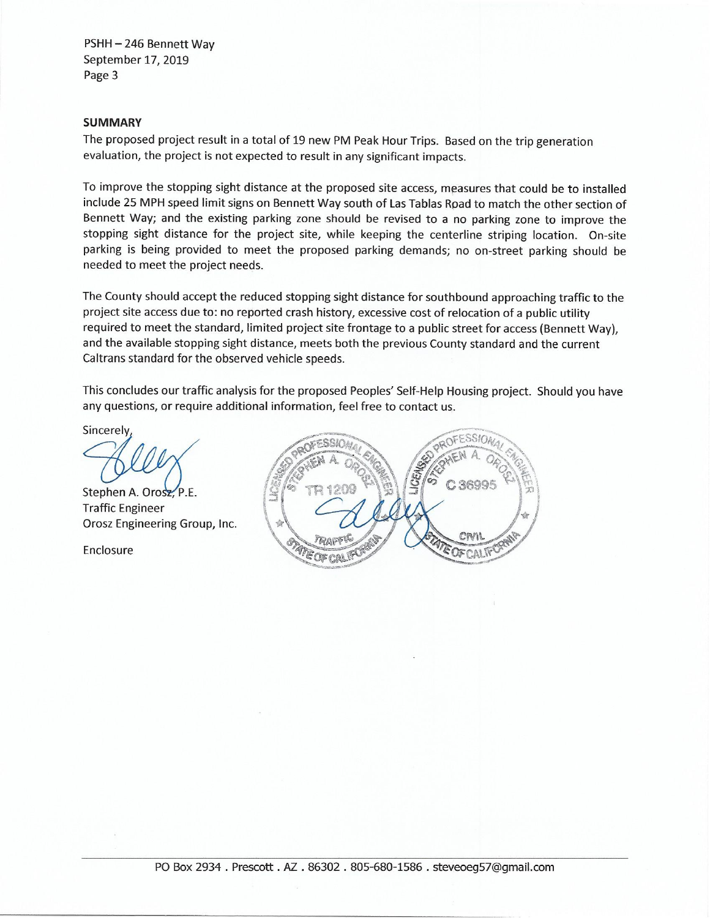## SUMMARY

The proposed project result in a total of 19 new PM Peak Hour Trips. Based on the trip generation evaluation, the project is not expected to result in any significant impacts.

To improve the stopping sight distance at the proposed site access, measures that could be to installed include 25 MPH speed limit signs on Bennett Way south of Las Tablas Road to match the other section of Bennett Way; and the existing parking zone should be revised to a no parking zone to improve the stopping sight distance for the project site, while keeping the centerline striping location. On-site parking is being provided to meet the proposed parking demands; no on-street parking should be needed to meet the project needs.

The County should accept the reduced stopping sight distance for southbound approaching traffic to the project site access due to: no reported crash history, excessive cost of relocation of a public utility required to meet the standard, limited project site frontage to a public street for access (Bennett Way), and the available stopping sight distance, meets both the previous County standard and the current Caltrans standard for the observed vehicle speeds.

This concludes our traffic analysis for the proposed Peoples' Self-Help Housing project. Should you have any questions, or require additional information, feel free to contact us.

Sincerely,

Stephen A. Orosz, P.E.
Traffic Engineer
Orosz Engineering Group, Inc.

Enclosure

PO Box 2934 . Prescott . AZ . 86302 . 805-680-1586 . steveoeg57@gmail.com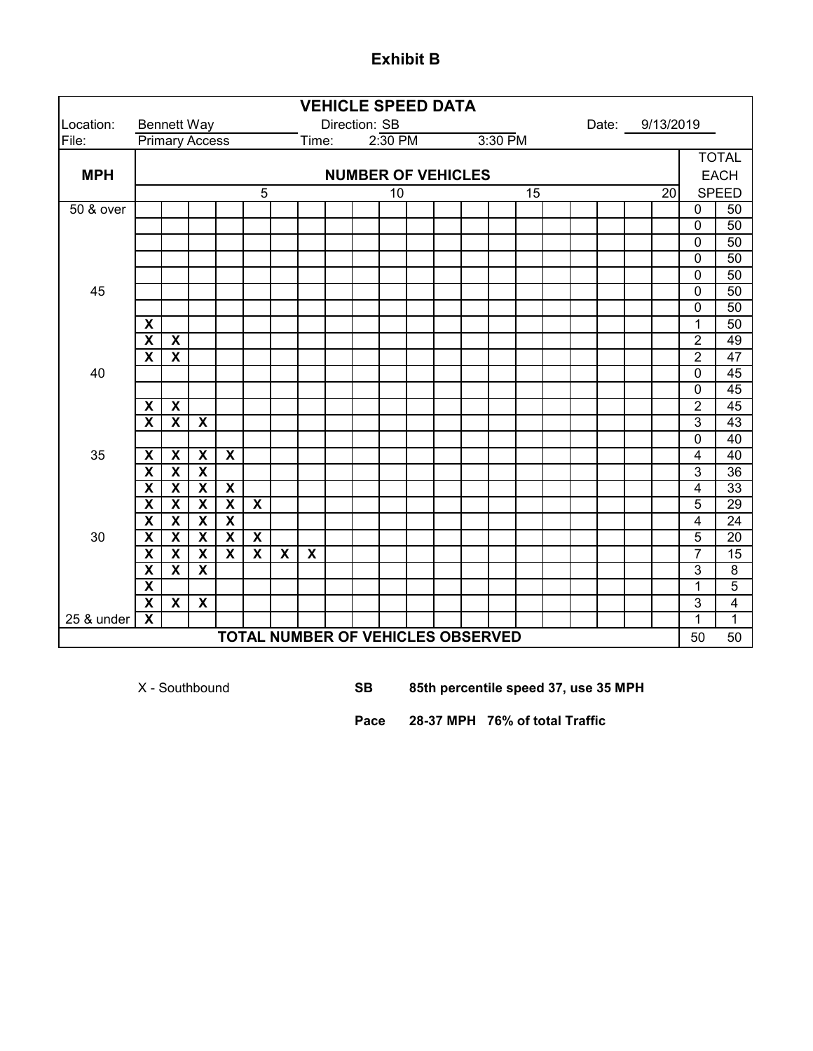# Exhibit B

**VEHICLE SPEED DATA**

Location: Bennett Way  Direction: SB  Date: 9/13/2019

File: Primary Access  Time: 2:30 PM  3:30 PM

| MPH | NUMBER OF VEHICLES | | | | | | | | | | | | | | | | | | | | TOTAL | EACH SPEED |
|---|---|---|---|---|---|---|---|---|---|---|---|---|---|---|---|---|---|---|---|---|---|---|
| | | | | | 5 | | | | | 10 | | | | | 15 | | | | | 20 | | |
| 50 & over | | | | | | | | | | | | | | | | | | | | | 0 | 50 |
| | | | | | | | | | | | | | | | | | | | | | 0 | 50 |
| | | | | | | | | | | | | | | | | | | | | | 0 | 50 |
| | | | | | | | | | | | | | | | | | | | | | 0 | 50 |
| | | | | | | | | | | | | | | | | | | | | | 0 | 50 |
| 45 | | | | | | | | | | | | | | | | | | | | | 0 | 50 |
| | | | | | | | | | | | | | | | | | | | | | 0 | 50 |
| | X | | | | | | | | | | | | | | | | | | | | 1 | 50 |
| | X | X | | | | | | | | | | | | | | | | | | | 2 | 49 |
| | X | X | | | | | | | | | | | | | | | | | | | 2 | 47 |
| 40 | | | | | | | | | | | | | | | | | | | | | 0 | 45 |
| | | | | | | | | | | | | | | | | | | | | | 0 | 45 |
| | X | X | | | | | | | | | | | | | | | | | | | 2 | 45 |
| | X | X | X | | | | | | | | | | | | | | | | | | 3 | 43 |
| | | | | | | | | | | | | | | | | | | | | | 0 | 40 |
| 35 | X | X | X | X | | | | | | | | | | | | | | | | | 4 | 40 |
| | X | X | X | | | | | | | | | | | | | | | | | | 3 | 36 |
| | X | X | X | X | | | | | | | | | | | | | | | | | 4 | 33 |
| | X | X | X | X | X | | | | | | | | | | | | | | | | 5 | 29 |
| | X | X | X | X | | | | | | | | | | | | | | | | | 4 | 24 |
| 30 | X | X | X | X | X | | | | | | | | | | | | | | | | 5 | 20 |
| | X | X | X | X | X | X | X | | | | | | | | | | | | | | 7 | 15 |
| | X | X | X | | | | | | | | | | | | | | | | | | 3 | 8 |
| | X | | | | | | | | | | | | | | | | | | | | 1 | 5 |
| | X | X | X | | | | | | | | | | | | | | | | | | 3 | 4 |
| 25 & under | X | | | | | | | | | | | | | | | | | | | | 1 | 1 |
| **TOTAL NUMBER OF VEHICLES OBSERVED** | | | | | | | | | | | | | | | | | | | | | 50 | 50 |

X - Southbound

**SB** **85th percentile speed 37, use 35 MPH**

**Pace** **28-37 MPH 76% of total Traffic**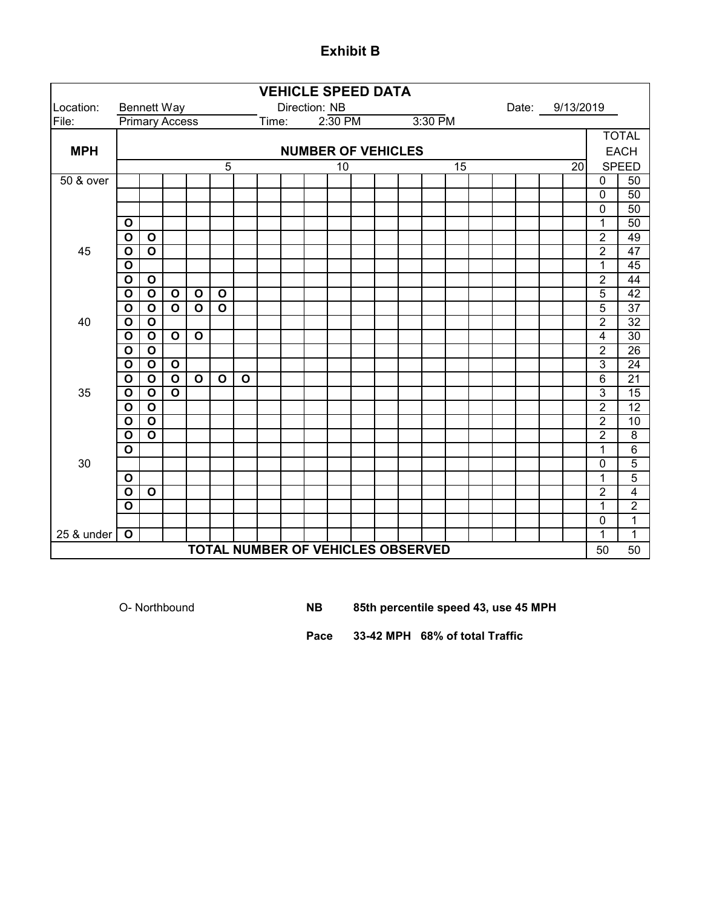# Exhibit B

**VEHICLE SPEED DATA**

Location: Bennett Way &nbsp;&nbsp;&nbsp; Direction: NB &nbsp;&nbsp;&nbsp; Date: 9/13/2019

File: Primary Access &nbsp;&nbsp;&nbsp; Time: 2:30 PM &nbsp;&nbsp; 3:30 PM

| MPH | NUMBER OF VEHICLES | | | | | | | | | | | | | | | | | | | | TOTAL EACH SPEED | |
|---|---|---|---|---|---|---|---|---|---|---|---|---|---|---|---|---|---|---|---|---|---|---|
| | | | | | 5 | | | | | 10 | | | | | 15 | | | | | 20 | | |
| 50 & over | | | | | | | | | | | | | | | | | | | | | 0 | 50 |
| | | | | | | | | | | | | | | | | | | | | | 0 | 50 |
| | | | | | | | | | | | | | | | | | | | | | 0 | 50 |
| | O | | | | | | | | | | | | | | | | | | | | 1 | 50 |
| | O | O | | | | | | | | | | | | | | | | | | | 2 | 49 |
| 45 | O | O | | | | | | | | | | | | | | | | | | | 2 | 47 |
| | O | | | | | | | | | | | | | | | | | | | | 1 | 45 |
| | O | O | | | | | | | | | | | | | | | | | | | 2 | 44 |
| | O | O | O | O | O | | | | | | | | | | | | | | | | 5 | 42 |
| | O | O | O | O | O | | | | | | | | | | | | | | | | 5 | 37 |
| 40 | O | O | | | | | | | | | | | | | | | | | | | 2 | 32 |
| | O | O | O | O | | | | | | | | | | | | | | | | | 4 | 30 |
| | O | O | | | | | | | | | | | | | | | | | | | 2 | 26 |
| | O | O | O | | | | | | | | | | | | | | | | | | 3 | 24 |
| | O | O | O | O | O | O | | | | | | | | | | | | | | | 6 | 21 |
| 35 | O | O | O | | | | | | | | | | | | | | | | | | 3 | 15 |
| | O | O | | | | | | | | | | | | | | | | | | | 2 | 12 |
| | O | O | | | | | | | | | | | | | | | | | | | 2 | 10 |
| | O | O | | | | | | | | | | | | | | | | | | | 2 | 8 |
| | O | | | | | | | | | | | | | | | | | | | | 1 | 6 |
| 30 | | | | | | | | | | | | | | | | | | | | | 0 | 5 |
| | O | | | | | | | | | | | | | | | | | | | | 1 | 5 |
| | O | O | | | | | | | | | | | | | | | | | | | 2 | 4 |
| | O | | | | | | | | | | | | | | | | | | | | 1 | 2 |
| | | | | | | | | | | | | | | | | | | | | | 0 | 1 |
| 25 & under | O | | | | | | | | | | | | | | | | | | | | 1 | 1 |
| **TOTAL NUMBER OF VEHICLES OBSERVED** | | | | | | | | | | | | | | | | | | | | | 50 | 50 |

O- Northbound

**NB** &nbsp;&nbsp; **85th percentile speed 43, use 45 MPH**

**Pace** &nbsp;&nbsp; **33-42 MPH 68% of total Traffic**